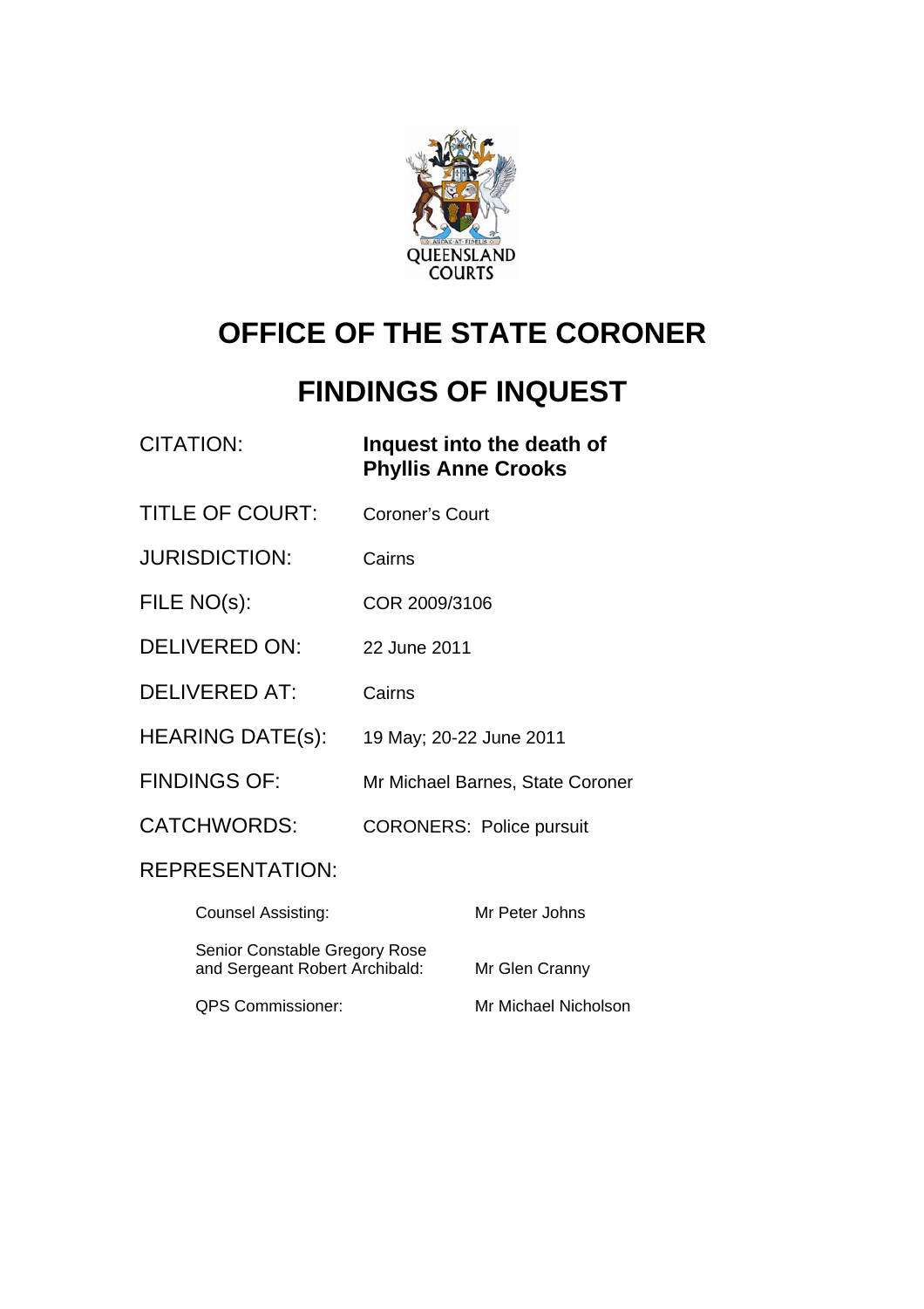# OFFICE OF THE STATE CORONER

# FINDINGS OF INQUEST

| | |
|---|---|
| CITATION: | **Inquest into the death of Phyllis Anne Crooks** |
| TITLE OF COURT: | Coroner's Court |
| JURISDICTION: | Cairns |
| FILE NO(s): | COR 2009/3106 |
| DELIVERED ON: | 22 June 2011 |
| DELIVERED AT: | Cairns |
| HEARING DATE(s): | 19 May; 20-22 June 2011 |
| FINDINGS OF: | Mr Michael Barnes, State Coroner |
| CATCHWORDS: | CORONERS: Police pursuit |

REPRESENTATION:

| | |
|---|---|
| Counsel Assisting: | Mr Peter Johns |
| Senior Constable Gregory Rose and Sergeant Robert Archibald: | Mr Glen Cranny |
| QPS Commissioner: | Mr Michael Nicholson |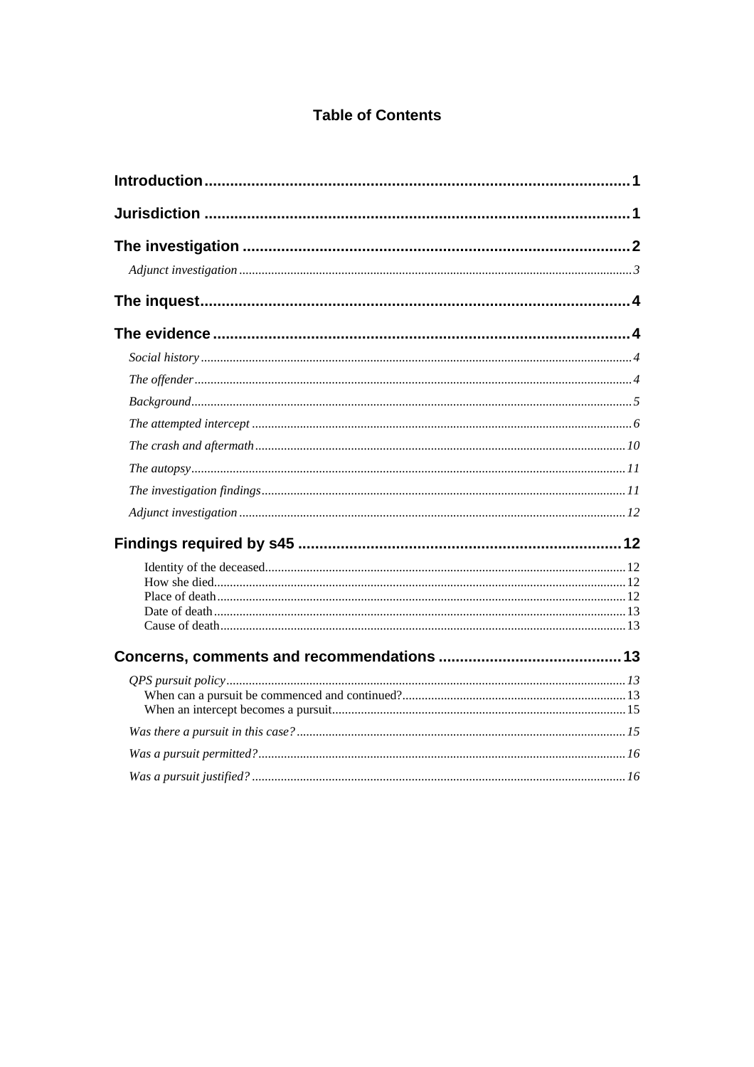## Table of Contents

**Introduction** 1

**Jurisdiction** 1

**The investigation** 2

- *Adjunct investigation* 3

**The inquest** 4

**The evidence** 4

- *Social history* 4
- *The offender* 4
- *Background* 5
- *The attempted intercept* 6
- *The crash and aftermath* 10
- *The autopsy* 11
- *The investigation findings* 11
- *Adjunct investigation* 12

**Findings required by s45** 12

- Identity of the deceased 12
- How she died 12
- Place of death 12
- Date of death 13
- Cause of death 13

**Concerns, comments and recommendations** 13

- *QPS pursuit policy* 13
  - When can a pursuit be commenced and continued? 13
  - When an intercept becomes a pursuit 15
- *Was there a pursuit in this case?* 15
- *Was a pursuit permitted?* 16
- *Was a pursuit justified?* 16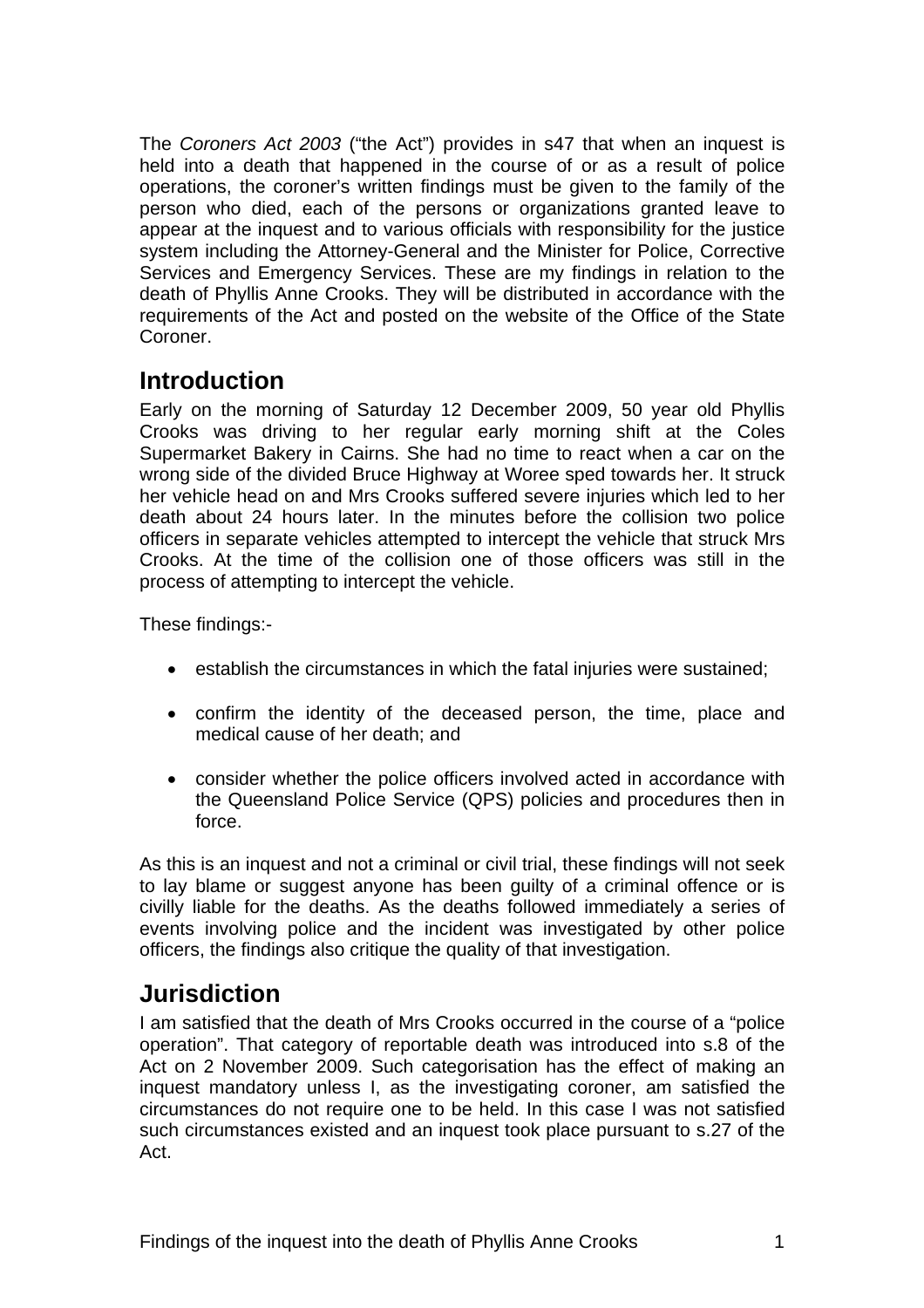The *Coroners Act 2003* ("the Act") provides in s47 that when an inquest is held into a death that happened in the course of or as a result of police operations, the coroner's written findings must be given to the family of the person who died, each of the persons or organizations granted leave to appear at the inquest and to various officials with responsibility for the justice system including the Attorney-General and the Minister for Police, Corrective Services and Emergency Services. These are my findings in relation to the death of Phyllis Anne Crooks. They will be distributed in accordance with the requirements of the Act and posted on the website of the Office of the State Coroner.

## Introduction

Early on the morning of Saturday 12 December 2009, 50 year old Phyllis Crooks was driving to her regular early morning shift at the Coles Supermarket Bakery in Cairns. She had no time to react when a car on the wrong side of the divided Bruce Highway at Woree sped towards her. It struck her vehicle head on and Mrs Crooks suffered severe injuries which led to her death about 24 hours later. In the minutes before the collision two police officers in separate vehicles attempted to intercept the vehicle that struck Mrs Crooks. At the time of the collision one of those officers was still in the process of attempting to intercept the vehicle.

These findings:-

- establish the circumstances in which the fatal injuries were sustained;
- confirm the identity of the deceased person, the time, place and medical cause of her death; and
- consider whether the police officers involved acted in accordance with the Queensland Police Service (QPS) policies and procedures then in force.

As this is an inquest and not a criminal or civil trial, these findings will not seek to lay blame or suggest anyone has been guilty of a criminal offence or is civilly liable for the deaths. As the deaths followed immediately a series of events involving police and the incident was investigated by other police officers, the findings also critique the quality of that investigation.

## Jurisdiction

I am satisfied that the death of Mrs Crooks occurred in the course of a "police operation". That category of reportable death was introduced into s.8 of the Act on 2 November 2009. Such categorisation has the effect of making an inquest mandatory unless I, as the investigating coroner, am satisfied the circumstances do not require one to be held. In this case I was not satisfied such circumstances existed and an inquest took place pursuant to s.27 of the Act.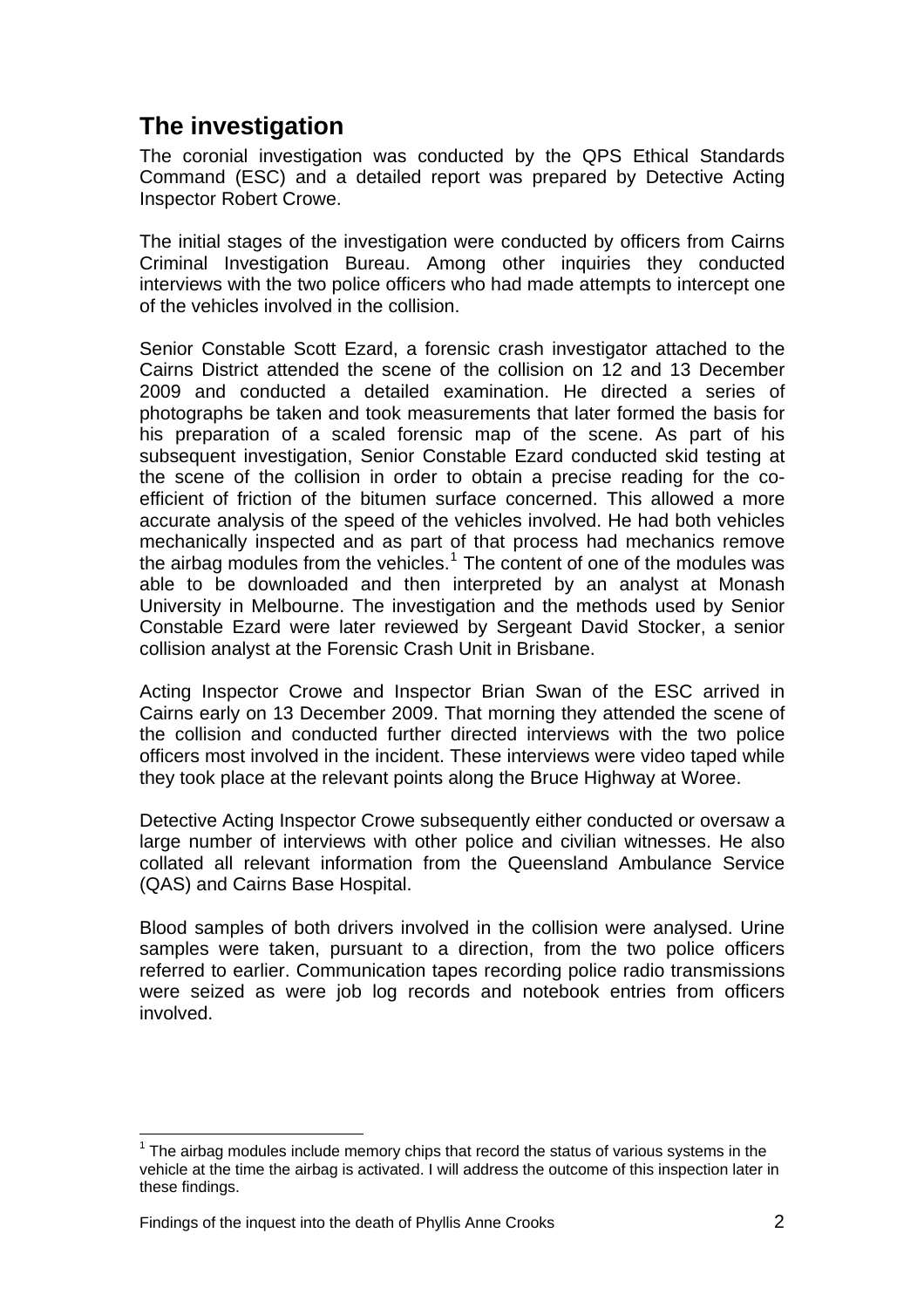## The investigation

The coronial investigation was conducted by the QPS Ethical Standards Command (ESC) and a detailed report was prepared by Detective Acting Inspector Robert Crowe.

The initial stages of the investigation were conducted by officers from Cairns Criminal Investigation Bureau. Among other inquiries they conducted interviews with the two police officers who had made attempts to intercept one of the vehicles involved in the collision.

Senior Constable Scott Ezard, a forensic crash investigator attached to the Cairns District attended the scene of the collision on 12 and 13 December 2009 and conducted a detailed examination. He directed a series of photographs be taken and took measurements that later formed the basis for his preparation of a scaled forensic map of the scene. As part of his subsequent investigation, Senior Constable Ezard conducted skid testing at the scene of the collision in order to obtain a precise reading for the co-efficient of friction of the bitumen surface concerned. This allowed a more accurate analysis of the speed of the vehicles involved. He had both vehicles mechanically inspected and as part of that process had mechanics remove the airbag modules from the vehicles.[1] The content of one of the modules was able to be downloaded and then interpreted by an analyst at Monash University in Melbourne. The investigation and the methods used by Senior Constable Ezard were later reviewed by Sergeant David Stocker, a senior collision analyst at the Forensic Crash Unit in Brisbane.

Acting Inspector Crowe and Inspector Brian Swan of the ESC arrived in Cairns early on 13 December 2009. That morning they attended the scene of the collision and conducted further directed interviews with the two police officers most involved in the incident. These interviews were video taped while they took place at the relevant points along the Bruce Highway at Woree.

Detective Acting Inspector Crowe subsequently either conducted or oversaw a large number of interviews with other police and civilian witnesses. He also collated all relevant information from the Queensland Ambulance Service (QAS) and Cairns Base Hospital.

Blood samples of both drivers involved in the collision were analysed. Urine samples were taken, pursuant to a direction, from the two police officers referred to earlier. Communication tapes recording police radio transmissions were seized as were job log records and notebook entries from officers involved.

---

[1] The airbag modules include memory chips that record the status of various systems in the vehicle at the time the airbag is activated. I will address the outcome of this inspection later in these findings.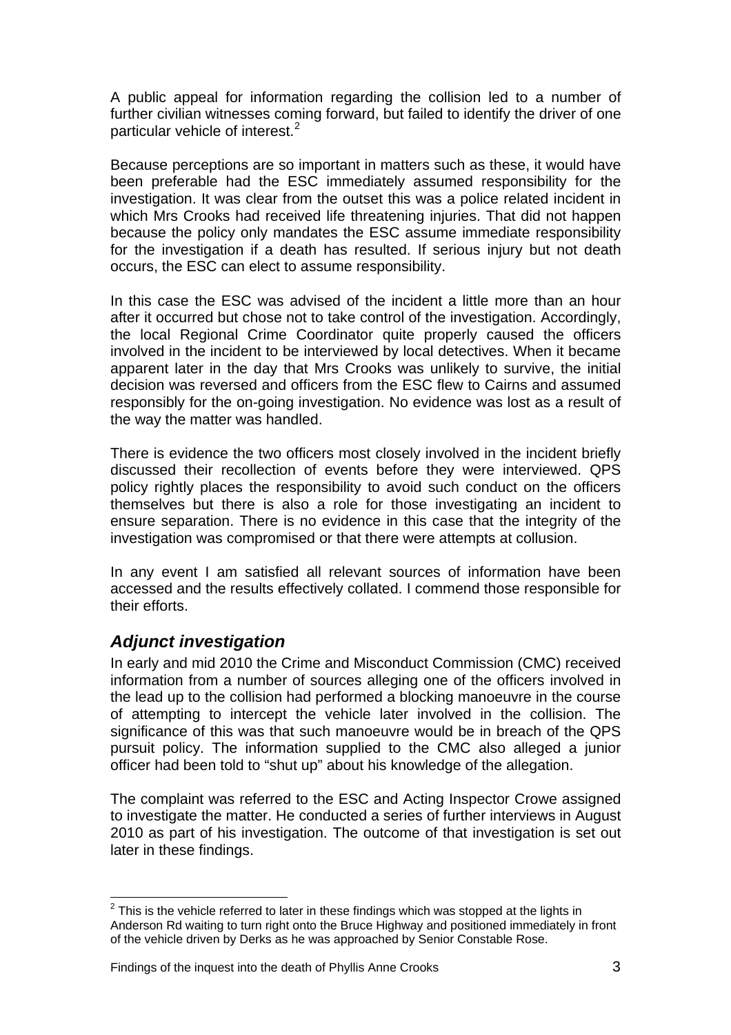A public appeal for information regarding the collision led to a number of further civilian witnesses coming forward, but failed to identify the driver of one particular vehicle of interest.[2]

Because perceptions are so important in matters such as these, it would have been preferable had the ESC immediately assumed responsibility for the investigation. It was clear from the outset this was a police related incident in which Mrs Crooks had received life threatening injuries. That did not happen because the policy only mandates the ESC assume immediate responsibility for the investigation if a death has resulted. If serious injury but not death occurs, the ESC can elect to assume responsibility.

In this case the ESC was advised of the incident a little more than an hour after it occurred but chose not to take control of the investigation. Accordingly, the local Regional Crime Coordinator quite properly caused the officers involved in the incident to be interviewed by local detectives. When it became apparent later in the day that Mrs Crooks was unlikely to survive, the initial decision was reversed and officers from the ESC flew to Cairns and assumed responsibly for the on-going investigation. No evidence was lost as a result of the way the matter was handled.

There is evidence the two officers most closely involved in the incident briefly discussed their recollection of events before they were interviewed. QPS policy rightly places the responsibility to avoid such conduct on the officers themselves but there is also a role for those investigating an incident to ensure separation. There is no evidence in this case that the integrity of the investigation was compromised or that there were attempts at collusion.

In any event I am satisfied all relevant sources of information have been accessed and the results effectively collated. I commend those responsible for their efforts.

## *Adjunct investigation*

In early and mid 2010 the Crime and Misconduct Commission (CMC) received information from a number of sources alleging one of the officers involved in the lead up to the collision had performed a blocking manoeuvre in the course of attempting to intercept the vehicle later involved in the collision. The significance of this was that such manoeuvre would be in breach of the QPS pursuit policy. The information supplied to the CMC also alleged a junior officer had been told to "shut up" about his knowledge of the allegation.

The complaint was referred to the ESC and Acting Inspector Crowe assigned to investigate the matter. He conducted a series of further interviews in August 2010 as part of his investigation. The outcome of that investigation is set out later in these findings.

---

[2] This is the vehicle referred to later in these findings which was stopped at the lights in Anderson Rd waiting to turn right onto the Bruce Highway and positioned immediately in front of the vehicle driven by Derks as he was approached by Senior Constable Rose.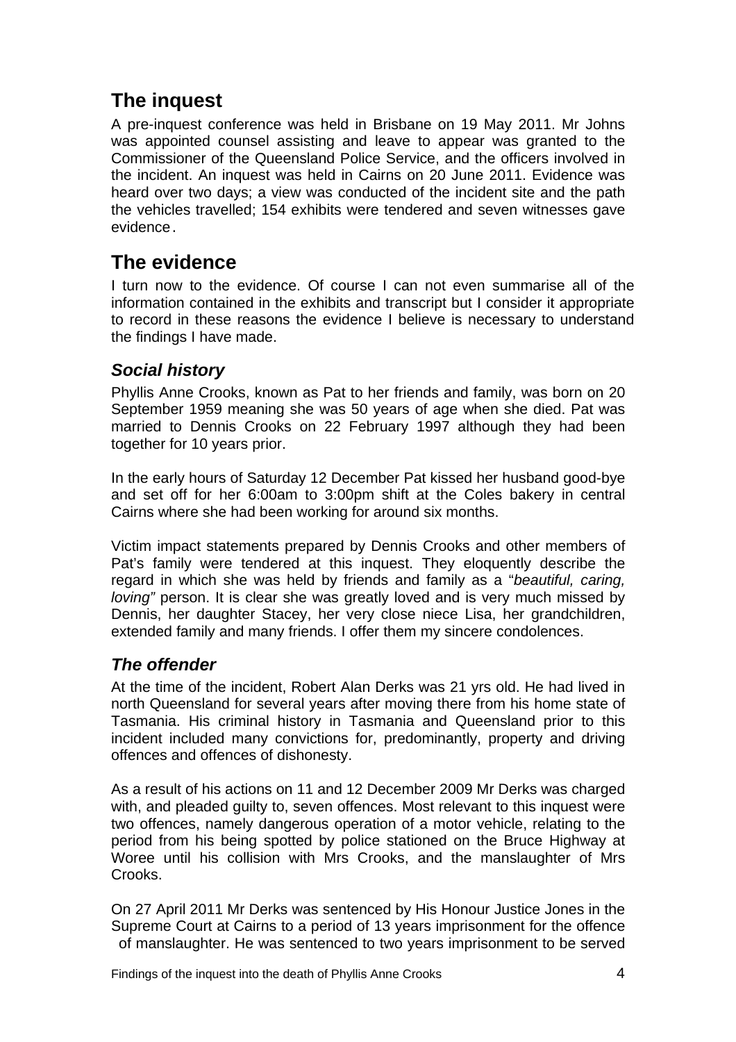## The inquest

A pre-inquest conference was held in Brisbane on 19 May 2011. Mr Johns was appointed counsel assisting and leave to appear was granted to the Commissioner of the Queensland Police Service, and the officers involved in the incident. An inquest was held in Cairns on 20 June 2011. Evidence was heard over two days; a view was conducted of the incident site and the path the vehicles travelled; 154 exhibits were tendered and seven witnesses gave evidence.

## The evidence

I turn now to the evidence. Of course I can not even summarise all of the information contained in the exhibits and transcript but I consider it appropriate to record in these reasons the evidence I believe is necessary to understand the findings I have made.

### *Social history*

Phyllis Anne Crooks, known as Pat to her friends and family, was born on 20 September 1959 meaning she was 50 years of age when she died. Pat was married to Dennis Crooks on 22 February 1997 although they had been together for 10 years prior.

In the early hours of Saturday 12 December Pat kissed her husband good-bye and set off for her 6:00am to 3:00pm shift at the Coles bakery in central Cairns where she had been working for around six months.

Victim impact statements prepared by Dennis Crooks and other members of Pat's family were tendered at this inquest. They eloquently describe the regard in which she was held by friends and family as a "*beautiful, caring, loving"* person. It is clear she was greatly loved and is very much missed by Dennis, her daughter Stacey, her very close niece Lisa, her grandchildren, extended family and many friends. I offer them my sincere condolences.

### *The offender*

At the time of the incident, Robert Alan Derks was 21 yrs old. He had lived in north Queensland for several years after moving there from his home state of Tasmania. His criminal history in Tasmania and Queensland prior to this incident included many convictions for, predominantly, property and driving offences and offences of dishonesty.

As a result of his actions on 11 and 12 December 2009 Mr Derks was charged with, and pleaded guilty to, seven offences. Most relevant to this inquest were two offences, namely dangerous operation of a motor vehicle, relating to the period from his being spotted by police stationed on the Bruce Highway at Woree until his collision with Mrs Crooks, and the manslaughter of Mrs Crooks.

On 27 April 2011 Mr Derks was sentenced by His Honour Justice Jones in the Supreme Court at Cairns to a period of 13 years imprisonment for the offence of manslaughter. He was sentenced to two years imprisonment to be served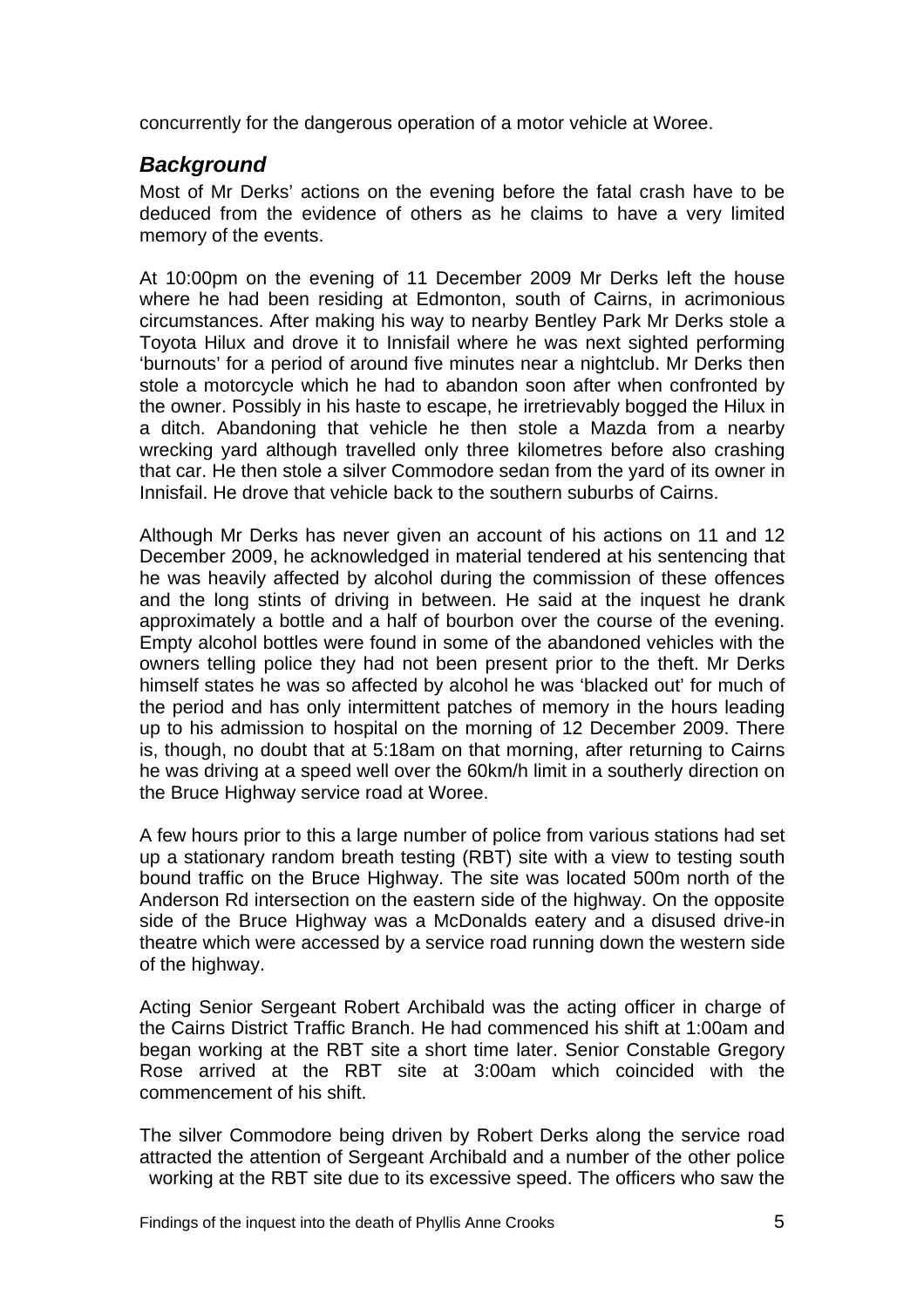concurrently for the dangerous operation of a motor vehicle at Woree.

## *Background*

Most of Mr Derks' actions on the evening before the fatal crash have to be deduced from the evidence of others as he claims to have a very limited memory of the events.

At 10:00pm on the evening of 11 December 2009 Mr Derks left the house where he had been residing at Edmonton, south of Cairns, in acrimonious circumstances. After making his way to nearby Bentley Park Mr Derks stole a Toyota Hilux and drove it to Innisfail where he was next sighted performing 'burnouts' for a period of around five minutes near a nightclub. Mr Derks then stole a motorcycle which he had to abandon soon after when confronted by the owner. Possibly in his haste to escape, he irretrievably bogged the Hilux in a ditch. Abandoning that vehicle he then stole a Mazda from a nearby wrecking yard although travelled only three kilometres before also crashing that car. He then stole a silver Commodore sedan from the yard of its owner in Innisfail. He drove that vehicle back to the southern suburbs of Cairns.

Although Mr Derks has never given an account of his actions on 11 and 12 December 2009, he acknowledged in material tendered at his sentencing that he was heavily affected by alcohol during the commission of these offences and the long stints of driving in between. He said at the inquest he drank approximately a bottle and a half of bourbon over the course of the evening. Empty alcohol bottles were found in some of the abandoned vehicles with the owners telling police they had not been present prior to the theft. Mr Derks himself states he was so affected by alcohol he was 'blacked out' for much of the period and has only intermittent patches of memory in the hours leading up to his admission to hospital on the morning of 12 December 2009. There is, though, no doubt that at 5:18am on that morning, after returning to Cairns he was driving at a speed well over the 60km/h limit in a southerly direction on the Bruce Highway service road at Woree.

A few hours prior to this a large number of police from various stations had set up a stationary random breath testing (RBT) site with a view to testing south bound traffic on the Bruce Highway. The site was located 500m north of the Anderson Rd intersection on the eastern side of the highway. On the opposite side of the Bruce Highway was a McDonalds eatery and a disused drive-in theatre which were accessed by a service road running down the western side of the highway.

Acting Senior Sergeant Robert Archibald was the acting officer in charge of the Cairns District Traffic Branch. He had commenced his shift at 1:00am and began working at the RBT site a short time later. Senior Constable Gregory Rose arrived at the RBT site at 3:00am which coincided with the commencement of his shift.

The silver Commodore being driven by Robert Derks along the service road attracted the attention of Sergeant Archibald and a number of the other police working at the RBT site due to its excessive speed. The officers who saw the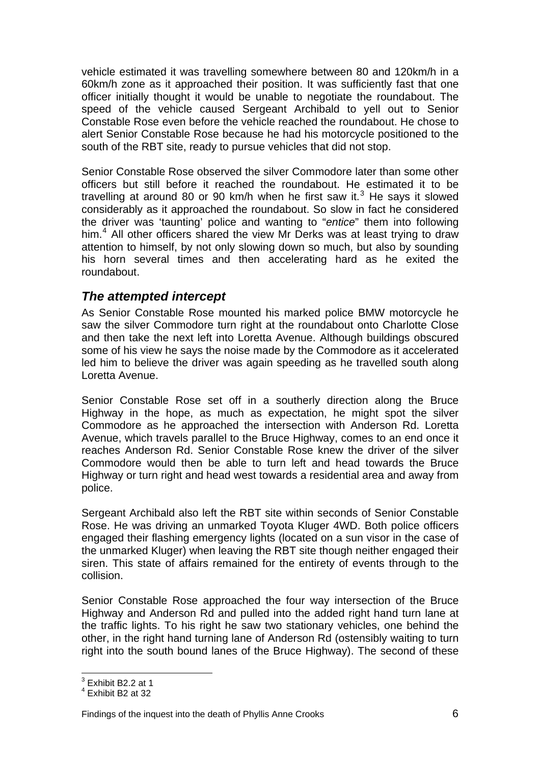vehicle estimated it was travelling somewhere between 80 and 120km/h in a 60km/h zone as it approached their position. It was sufficiently fast that one officer initially thought it would be unable to negotiate the roundabout. The speed of the vehicle caused Sergeant Archibald to yell out to Senior Constable Rose even before the vehicle reached the roundabout. He chose to alert Senior Constable Rose because he had his motorcycle positioned to the south of the RBT site, ready to pursue vehicles that did not stop.

Senior Constable Rose observed the silver Commodore later than some other officers but still before it reached the roundabout. He estimated it to be travelling at around 80 or 90 km/h when he first saw it.[3] He says it slowed considerably as it approached the roundabout. So slow in fact he considered the driver was 'taunting' police and wanting to "*entice*" them into following him.[4] All other officers shared the view Mr Derks was at least trying to draw attention to himself, by not only slowing down so much, but also by sounding his horn several times and then accelerating hard as he exited the roundabout.

### *The attempted intercept*

As Senior Constable Rose mounted his marked police BMW motorcycle he saw the silver Commodore turn right at the roundabout onto Charlotte Close and then take the next left into Loretta Avenue. Although buildings obscured some of his view he says the noise made by the Commodore as it accelerated led him to believe the driver was again speeding as he travelled south along Loretta Avenue.

Senior Constable Rose set off in a southerly direction along the Bruce Highway in the hope, as much as expectation, he might spot the silver Commodore as he approached the intersection with Anderson Rd. Loretta Avenue, which travels parallel to the Bruce Highway, comes to an end once it reaches Anderson Rd. Senior Constable Rose knew the driver of the silver Commodore would then be able to turn left and head towards the Bruce Highway or turn right and head west towards a residential area and away from police.

Sergeant Archibald also left the RBT site within seconds of Senior Constable Rose. He was driving an unmarked Toyota Kluger 4WD. Both police officers engaged their flashing emergency lights (located on a sun visor in the case of the unmarked Kluger) when leaving the RBT site though neither engaged their siren. This state of affairs remained for the entirety of events through to the collision.

Senior Constable Rose approached the four way intersection of the Bruce Highway and Anderson Rd and pulled into the added right hand turn lane at the traffic lights. To his right he saw two stationary vehicles, one behind the other, in the right hand turning lane of Anderson Rd (ostensibly waiting to turn right into the south bound lanes of the Bruce Highway). The second of these

[3] Exhibit B2.2 at 1

[4] Exhibit B2 at 32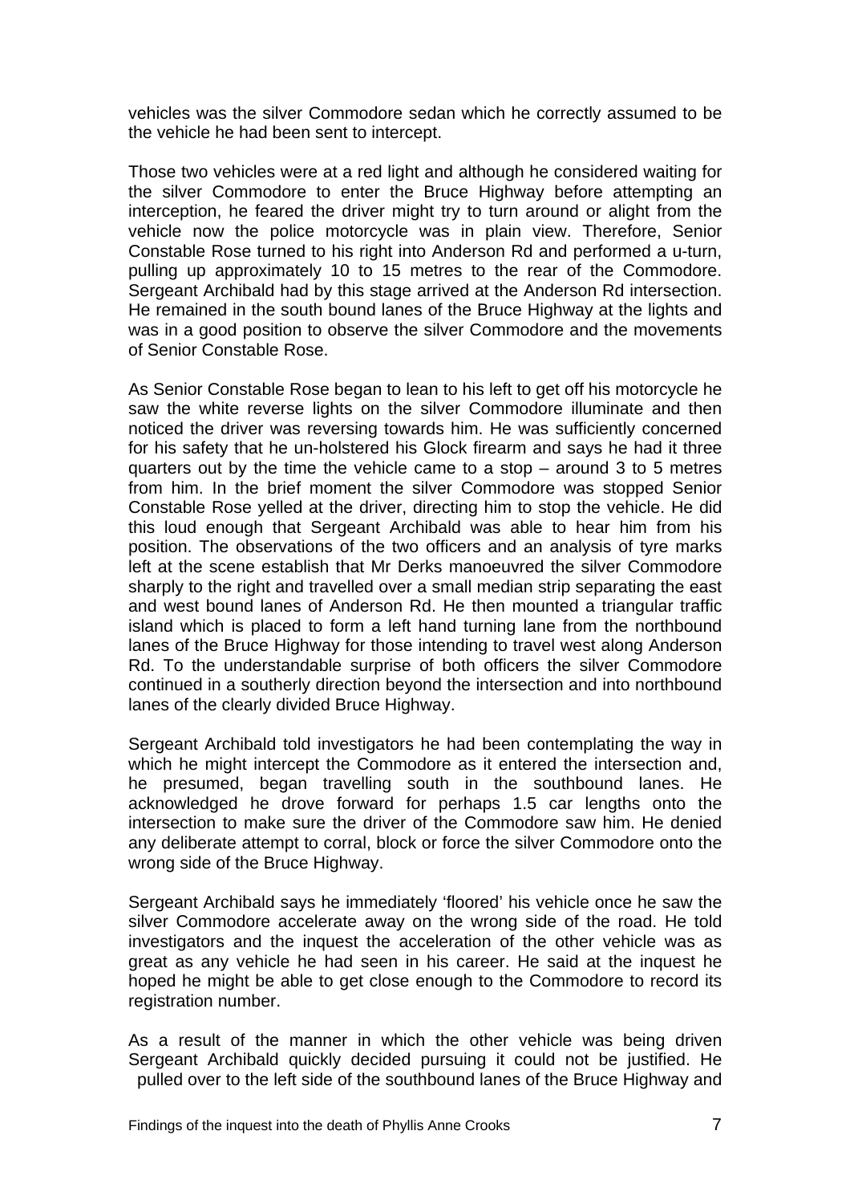vehicles was the silver Commodore sedan which he correctly assumed to be the vehicle he had been sent to intercept.

Those two vehicles were at a red light and although he considered waiting for the silver Commodore to enter the Bruce Highway before attempting an interception, he feared the driver might try to turn around or alight from the vehicle now the police motorcycle was in plain view. Therefore, Senior Constable Rose turned to his right into Anderson Rd and performed a u-turn, pulling up approximately 10 to 15 metres to the rear of the Commodore. Sergeant Archibald had by this stage arrived at the Anderson Rd intersection. He remained in the south bound lanes of the Bruce Highway at the lights and was in a good position to observe the silver Commodore and the movements of Senior Constable Rose.

As Senior Constable Rose began to lean to his left to get off his motorcycle he saw the white reverse lights on the silver Commodore illuminate and then noticed the driver was reversing towards him. He was sufficiently concerned for his safety that he un-holstered his Glock firearm and says he had it three quarters out by the time the vehicle came to a stop – around 3 to 5 metres from him. In the brief moment the silver Commodore was stopped Senior Constable Rose yelled at the driver, directing him to stop the vehicle. He did this loud enough that Sergeant Archibald was able to hear him from his position. The observations of the two officers and an analysis of tyre marks left at the scene establish that Mr Derks manoeuvred the silver Commodore sharply to the right and travelled over a small median strip separating the east and west bound lanes of Anderson Rd. He then mounted a triangular traffic island which is placed to form a left hand turning lane from the northbound lanes of the Bruce Highway for those intending to travel west along Anderson Rd. To the understandable surprise of both officers the silver Commodore continued in a southerly direction beyond the intersection and into northbound lanes of the clearly divided Bruce Highway.

Sergeant Archibald told investigators he had been contemplating the way in which he might intercept the Commodore as it entered the intersection and, he presumed, began travelling south in the southbound lanes. He acknowledged he drove forward for perhaps 1.5 car lengths onto the intersection to make sure the driver of the Commodore saw him. He denied any deliberate attempt to corral, block or force the silver Commodore onto the wrong side of the Bruce Highway.

Sergeant Archibald says he immediately 'floored' his vehicle once he saw the silver Commodore accelerate away on the wrong side of the road. He told investigators and the inquest the acceleration of the other vehicle was as great as any vehicle he had seen in his career. He said at the inquest he hoped he might be able to get close enough to the Commodore to record its registration number.

As a result of the manner in which the other vehicle was being driven Sergeant Archibald quickly decided pursuing it could not be justified. He pulled over to the left side of the southbound lanes of the Bruce Highway and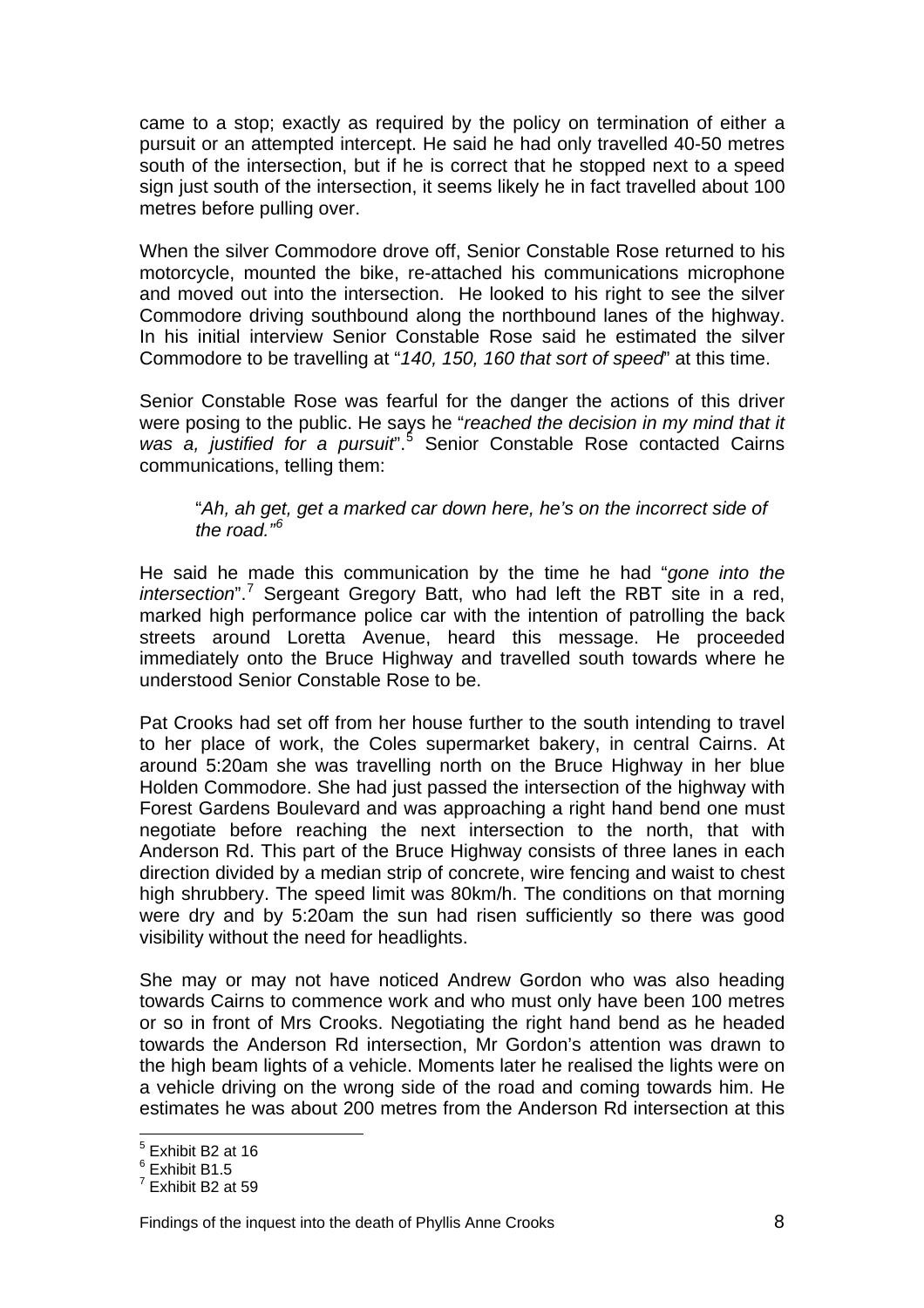came to a stop; exactly as required by the policy on termination of either a pursuit or an attempted intercept. He said he had only travelled 40-50 metres south of the intersection, but if he is correct that he stopped next to a speed sign just south of the intersection, it seems likely he in fact travelled about 100 metres before pulling over.

When the silver Commodore drove off, Senior Constable Rose returned to his motorcycle, mounted the bike, re-attached his communications microphone and moved out into the intersection. He looked to his right to see the silver Commodore driving southbound along the northbound lanes of the highway. In his initial interview Senior Constable Rose said he estimated the silver Commodore to be travelling at "*140, 150, 160 that sort of speed*" at this time.

Senior Constable Rose was fearful for the danger the actions of this driver were posing to the public. He says he "*reached the decision in my mind that it was a, justified for a pursuit*".[5] Senior Constable Rose contacted Cairns communications, telling them:

> "*Ah, ah get, get a marked car down here, he's on the incorrect side of the road.*"[6]

He said he made this communication by the time he had "*gone into the intersection*".[7] Sergeant Gregory Batt, who had left the RBT site in a red, marked high performance police car with the intention of patrolling the back streets around Loretta Avenue, heard this message. He proceeded immediately onto the Bruce Highway and travelled south towards where he understood Senior Constable Rose to be.

Pat Crooks had set off from her house further to the south intending to travel to her place of work, the Coles supermarket bakery, in central Cairns. At around 5:20am she was travelling north on the Bruce Highway in her blue Holden Commodore. She had just passed the intersection of the highway with Forest Gardens Boulevard and was approaching a right hand bend one must negotiate before reaching the next intersection to the north, that with Anderson Rd. This part of the Bruce Highway consists of three lanes in each direction divided by a median strip of concrete, wire fencing and waist to chest high shrubbery. The speed limit was 80km/h. The conditions on that morning were dry and by 5:20am the sun had risen sufficiently so there was good visibility without the need for headlights.

She may or may not have noticed Andrew Gordon who was also heading towards Cairns to commence work and who must only have been 100 metres or so in front of Mrs Crooks. Negotiating the right hand bend as he headed towards the Anderson Rd intersection, Mr Gordon's attention was drawn to the high beam lights of a vehicle. Moments later he realised the lights were on a vehicle driving on the wrong side of the road and coming towards him. He estimates he was about 200 metres from the Anderson Rd intersection at this

[5] Exhibit B2 at 16
[6] Exhibit B1.5
[7] Exhibit B2 at 59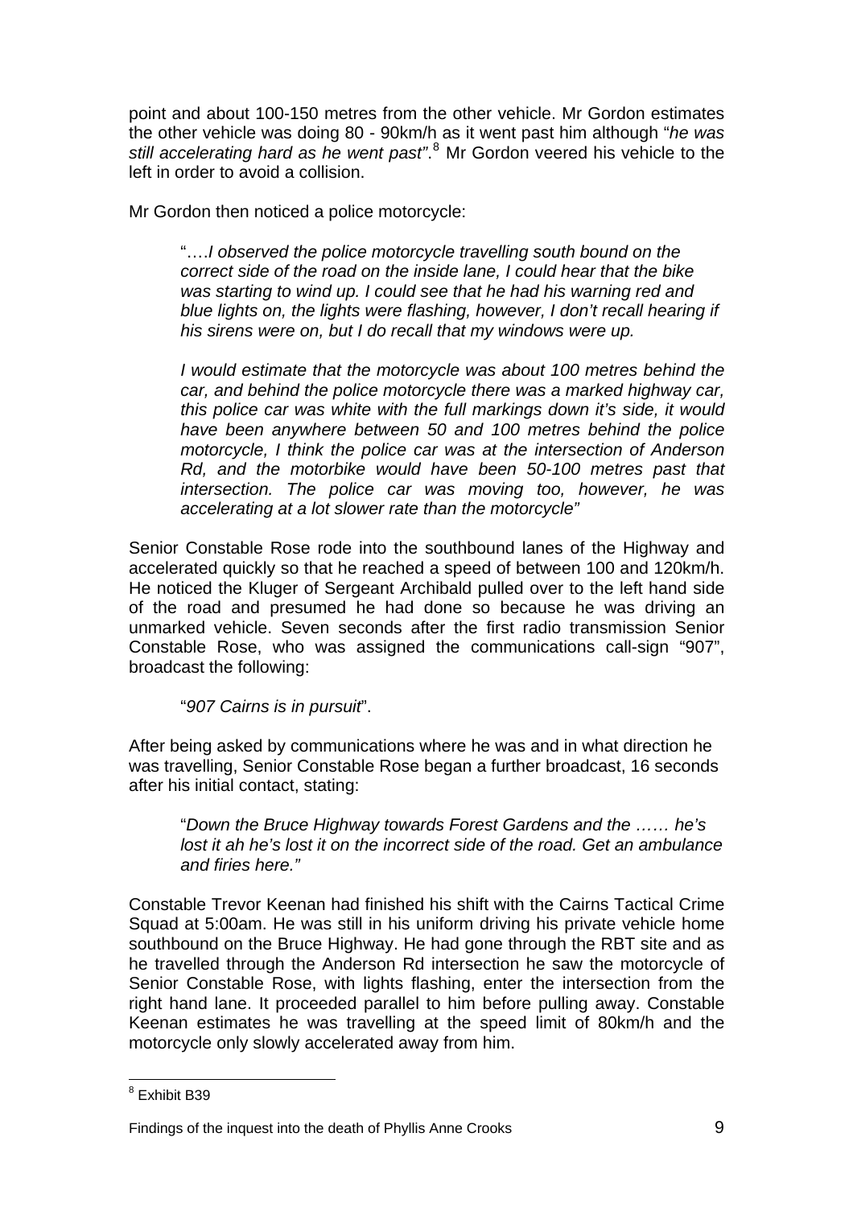point and about 100-150 metres from the other vehicle. Mr Gordon estimates the other vehicle was doing 80 - 90km/h as it went past him although "*he was still accelerating hard as he went past*".[8] Mr Gordon veered his vehicle to the left in order to avoid a collision.

Mr Gordon then noticed a police motorcycle:

> "….*I observed the police motorcycle travelling south bound on the correct side of the road on the inside lane, I could hear that the bike was starting to wind up. I could see that he had his warning red and blue lights on, the lights were flashing, however, I don't recall hearing if his sirens were on, but I do recall that my windows were up.*
>
> *I would estimate that the motorcycle was about 100 metres behind the car, and behind the police motorcycle there was a marked highway car, this police car was white with the full markings down it's side, it would have been anywhere between 50 and 100 metres behind the police motorcycle, I think the police car was at the intersection of Anderson Rd, and the motorbike would have been 50-100 metres past that intersection. The police car was moving too, however, he was accelerating at a lot slower rate than the motorcycle"*

Senior Constable Rose rode into the southbound lanes of the Highway and accelerated quickly so that he reached a speed of between 100 and 120km/h. He noticed the Kluger of Sergeant Archibald pulled over to the left hand side of the road and presumed he had done so because he was driving an unmarked vehicle. Seven seconds after the first radio transmission Senior Constable Rose, who was assigned the communications call-sign "907", broadcast the following:

> "*907 Cairns is in pursuit*".

After being asked by communications where he was and in what direction he was travelling, Senior Constable Rose began a further broadcast, 16 seconds after his initial contact, stating:

> "*Down the Bruce Highway towards Forest Gardens and the …… he's lost it ah he's lost it on the incorrect side of the road. Get an ambulance and firies here."*

Constable Trevor Keenan had finished his shift with the Cairns Tactical Crime Squad at 5:00am. He was still in his uniform driving his private vehicle home southbound on the Bruce Highway. He had gone through the RBT site and as he travelled through the Anderson Rd intersection he saw the motorcycle of Senior Constable Rose, with lights flashing, enter the intersection from the right hand lane. It proceeded parallel to him before pulling away. Constable Keenan estimates he was travelling at the speed limit of 80km/h and the motorcycle only slowly accelerated away from him.

---

[8] Exhibit B39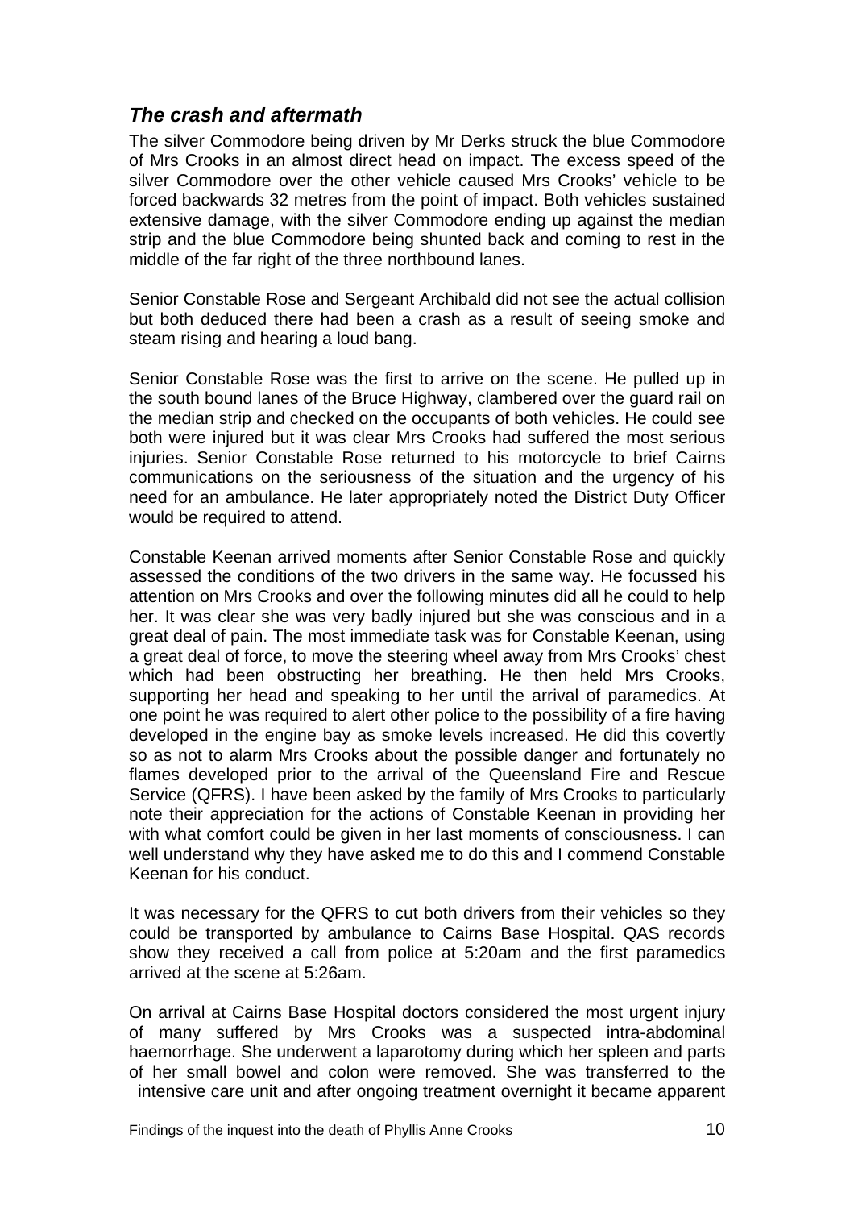### *The crash and aftermath*

The silver Commodore being driven by Mr Derks struck the blue Commodore of Mrs Crooks in an almost direct head on impact. The excess speed of the silver Commodore over the other vehicle caused Mrs Crooks' vehicle to be forced backwards 32 metres from the point of impact. Both vehicles sustained extensive damage, with the silver Commodore ending up against the median strip and the blue Commodore being shunted back and coming to rest in the middle of the far right of the three northbound lanes.

Senior Constable Rose and Sergeant Archibald did not see the actual collision but both deduced there had been a crash as a result of seeing smoke and steam rising and hearing a loud bang.

Senior Constable Rose was the first to arrive on the scene. He pulled up in the south bound lanes of the Bruce Highway, clambered over the guard rail on the median strip and checked on the occupants of both vehicles. He could see both were injured but it was clear Mrs Crooks had suffered the most serious injuries. Senior Constable Rose returned to his motorcycle to brief Cairns communications on the seriousness of the situation and the urgency of his need for an ambulance. He later appropriately noted the District Duty Officer would be required to attend.

Constable Keenan arrived moments after Senior Constable Rose and quickly assessed the conditions of the two drivers in the same way. He focussed his attention on Mrs Crooks and over the following minutes did all he could to help her. It was clear she was very badly injured but she was conscious and in a great deal of pain. The most immediate task was for Constable Keenan, using a great deal of force, to move the steering wheel away from Mrs Crooks' chest which had been obstructing her breathing. He then held Mrs Crooks, supporting her head and speaking to her until the arrival of paramedics. At one point he was required to alert other police to the possibility of a fire having developed in the engine bay as smoke levels increased. He did this covertly so as not to alarm Mrs Crooks about the possible danger and fortunately no flames developed prior to the arrival of the Queensland Fire and Rescue Service (QFRS). I have been asked by the family of Mrs Crooks to particularly note their appreciation for the actions of Constable Keenan in providing her with what comfort could be given in her last moments of consciousness. I can well understand why they have asked me to do this and I commend Constable Keenan for his conduct.

It was necessary for the QFRS to cut both drivers from their vehicles so they could be transported by ambulance to Cairns Base Hospital. QAS records show they received a call from police at 5:20am and the first paramedics arrived at the scene at 5:26am.

On arrival at Cairns Base Hospital doctors considered the most urgent injury of many suffered by Mrs Crooks was a suspected intra-abdominal haemorrhage. She underwent a laparotomy during which her spleen and parts of her small bowel and colon were removed. She was transferred to the intensive care unit and after ongoing treatment overnight it became apparent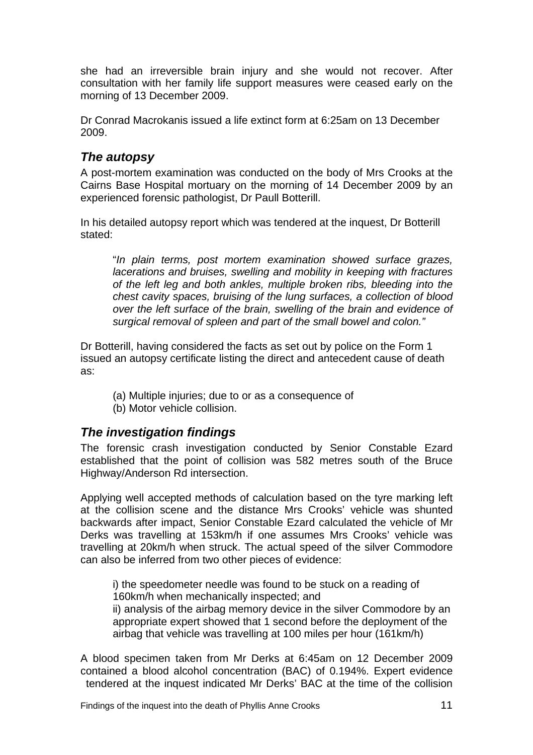she had an irreversible brain injury and she would not recover. After consultation with her family life support measures were ceased early on the morning of 13 December 2009.

Dr Conrad Macrokanis issued a life extinct form at 6:25am on 13 December 2009.

### *The autopsy*

A post-mortem examination was conducted on the body of Mrs Crooks at the Cairns Base Hospital mortuary on the morning of 14 December 2009 by an experienced forensic pathologist, Dr Paull Botterill.

In his detailed autopsy report which was tendered at the inquest, Dr Botterill stated:

> "*In plain terms, post mortem examination showed surface grazes, lacerations and bruises, swelling and mobility in keeping with fractures of the left leg and both ankles, multiple broken ribs, bleeding into the chest cavity spaces, bruising of the lung surfaces, a collection of blood over the left surface of the brain, swelling of the brain and evidence of surgical removal of spleen and part of the small bowel and colon."*

Dr Botterill, having considered the facts as set out by police on the Form 1 issued an autopsy certificate listing the direct and antecedent cause of death as:

> (a) Multiple injuries; due to or as a consequence of
> (b) Motor vehicle collision.

### *The investigation findings*

The forensic crash investigation conducted by Senior Constable Ezard established that the point of collision was 582 metres south of the Bruce Highway/Anderson Rd intersection.

Applying well accepted methods of calculation based on the tyre marking left at the collision scene and the distance Mrs Crooks' vehicle was shunted backwards after impact, Senior Constable Ezard calculated the vehicle of Mr Derks was travelling at 153km/h if one assumes Mrs Crooks' vehicle was travelling at 20km/h when struck. The actual speed of the silver Commodore can also be inferred from two other pieces of evidence:

> i) the speedometer needle was found to be stuck on a reading of 160km/h when mechanically inspected; and
> ii) analysis of the airbag memory device in the silver Commodore by an appropriate expert showed that 1 second before the deployment of the airbag that vehicle was travelling at 100 miles per hour (161km/h)

A blood specimen taken from Mr Derks at 6:45am on 12 December 2009 contained a blood alcohol concentration (BAC) of 0.194%. Expert evidence tendered at the inquest indicated Mr Derks' BAC at the time of the collision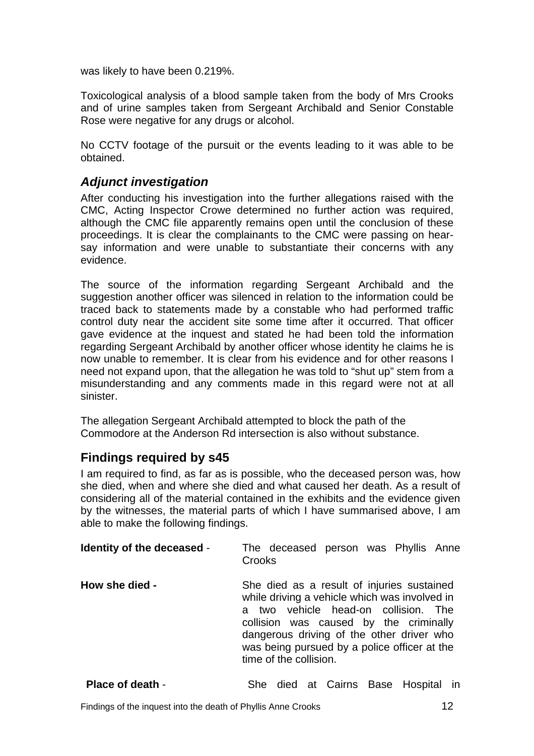was likely to have been 0.219%.

Toxicological analysis of a blood sample taken from the body of Mrs Crooks and of urine samples taken from Sergeant Archibald and Senior Constable Rose were negative for any drugs or alcohol.

No CCTV footage of the pursuit or the events leading to it was able to be obtained.

### *Adjunct investigation*

After conducting his investigation into the further allegations raised with the CMC, Acting Inspector Crowe determined no further action was required, although the CMC file apparently remains open until the conclusion of these proceedings. It is clear the complainants to the CMC were passing on hear-say information and were unable to substantiate their concerns with any evidence.

The source of the information regarding Sergeant Archibald and the suggestion another officer was silenced in relation to the information could be traced back to statements made by a constable who had performed traffic control duty near the accident site some time after it occurred. That officer gave evidence at the inquest and stated he had been told the information regarding Sergeant Archibald by another officer whose identity he claims he is now unable to remember. It is clear from his evidence and for other reasons I need not expand upon, that the allegation he was told to "shut up" stem from a misunderstanding and any comments made in this regard were not at all sinister.

The allegation Sergeant Archibald attempted to block the path of the Commodore at the Anderson Rd intersection is also without substance.

## Findings required by s45

I am required to find, as far as is possible, who the deceased person was, how she died, when and where she died and what caused her death. As a result of considering all of the material contained in the exhibits and the evidence given by the witnesses, the material parts of which I have summarised above, I am able to make the following findings.

**Identity of the deceased** - The deceased person was Phyllis Anne Crooks

**How she died -** She died as a result of injuries sustained while driving a vehicle which was involved in a two vehicle head-on collision. The collision was caused by the criminally dangerous driving of the other driver who was being pursued by a police officer at the time of the collision.

**Place of death** - She died at Cairns Base Hospital in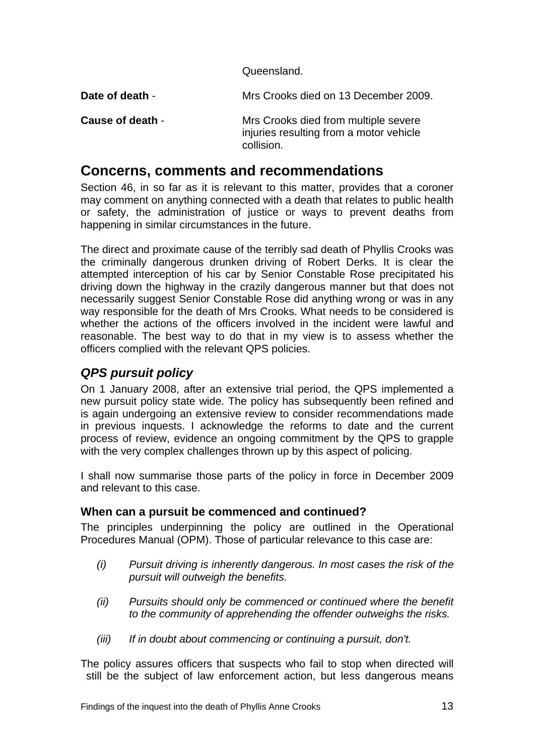Queensland.

**Date of death** - Mrs Crooks died on 13 December 2009.

**Cause of death** - Mrs Crooks died from multiple severe injuries resulting from a motor vehicle collision.

## Concerns, comments and recommendations

Section 46, in so far as it is relevant to this matter, provides that a coroner may comment on anything connected with a death that relates to public health or safety, the administration of justice or ways to prevent deaths from happening in similar circumstances in the future.

The direct and proximate cause of the terribly sad death of Phyllis Crooks was the criminally dangerous drunken driving of Robert Derks. It is clear the attempted interception of his car by Senior Constable Rose precipitated his driving down the highway in the crazily dangerous manner but that does not necessarily suggest Senior Constable Rose did anything wrong or was in any way responsible for the death of Mrs Crooks. What needs to be considered is whether the actions of the officers involved in the incident were lawful and reasonable. The best way to do that in my view is to assess whether the officers complied with the relevant QPS policies.

### *QPS pursuit policy*

On 1 January 2008, after an extensive trial period, the QPS implemented a new pursuit policy state wide. The policy has subsequently been refined and is again undergoing an extensive review to consider recommendations made in previous inquests. I acknowledge the reforms to date and the current process of review, evidence an ongoing commitment by the QPS to grapple with the very complex challenges thrown up by this aspect of policing.

I shall now summarise those parts of the policy in force in December 2009 and relevant to this case.

#### When can a pursuit be commenced and continued?

The principles underpinning the policy are outlined in the Operational Procedures Manual (OPM). Those of particular relevance to this case are:

- *(i) Pursuit driving is inherently dangerous. In most cases the risk of the pursuit will outweigh the benefits.*
- *(ii) Pursuits should only be commenced or continued where the benefit to the community of apprehending the offender outweighs the risks.*
- *(iii) If in doubt about commencing or continuing a pursuit, don't.*

The policy assures officers that suspects who fail to stop when directed will still be the subject of law enforcement action, but less dangerous means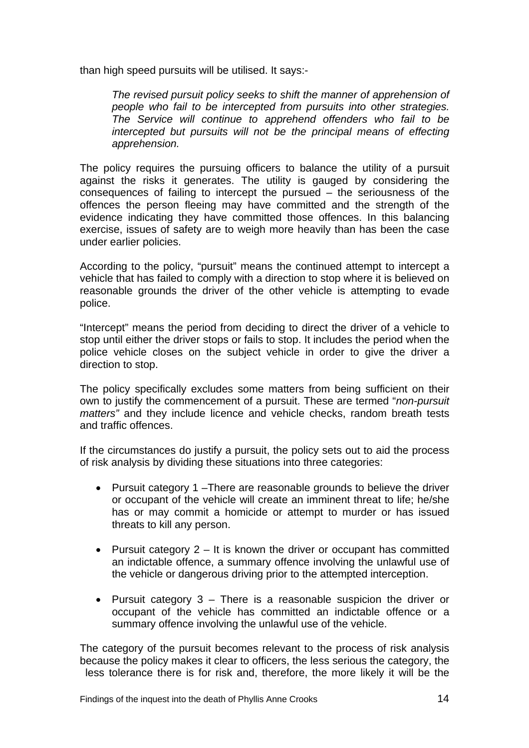than high speed pursuits will be utilised. It says:-

> *The revised pursuit policy seeks to shift the manner of apprehension of people who fail to be intercepted from pursuits into other strategies. The Service will continue to apprehend offenders who fail to be intercepted but pursuits will not be the principal means of effecting apprehension.*

The policy requires the pursuing officers to balance the utility of a pursuit against the risks it generates. The utility is gauged by considering the consequences of failing to intercept the pursued – the seriousness of the offences the person fleeing may have committed and the strength of the evidence indicating they have committed those offences. In this balancing exercise, issues of safety are to weigh more heavily than has been the case under earlier policies.

According to the policy, "pursuit" means the continued attempt to intercept a vehicle that has failed to comply with a direction to stop where it is believed on reasonable grounds the driver of the other vehicle is attempting to evade police.

"Intercept" means the period from deciding to direct the driver of a vehicle to stop until either the driver stops or fails to stop. It includes the period when the police vehicle closes on the subject vehicle in order to give the driver a direction to stop.

The policy specifically excludes some matters from being sufficient on their own to justify the commencement of a pursuit. These are termed "*non-pursuit matters"* and they include licence and vehicle checks, random breath tests and traffic offences.

If the circumstances do justify a pursuit, the policy sets out to aid the process of risk analysis by dividing these situations into three categories:

- Pursuit category 1 –There are reasonable grounds to believe the driver or occupant of the vehicle will create an imminent threat to life; he/she has or may commit a homicide or attempt to murder or has issued threats to kill any person.
- Pursuit category 2 – It is known the driver or occupant has committed an indictable offence, a summary offence involving the unlawful use of the vehicle or dangerous driving prior to the attempted interception.
- Pursuit category 3 – There is a reasonable suspicion the driver or occupant of the vehicle has committed an indictable offence or a summary offence involving the unlawful use of the vehicle.

The category of the pursuit becomes relevant to the process of risk analysis because the policy makes it clear to officers, the less serious the category, the less tolerance there is for risk and, therefore, the more likely it will be the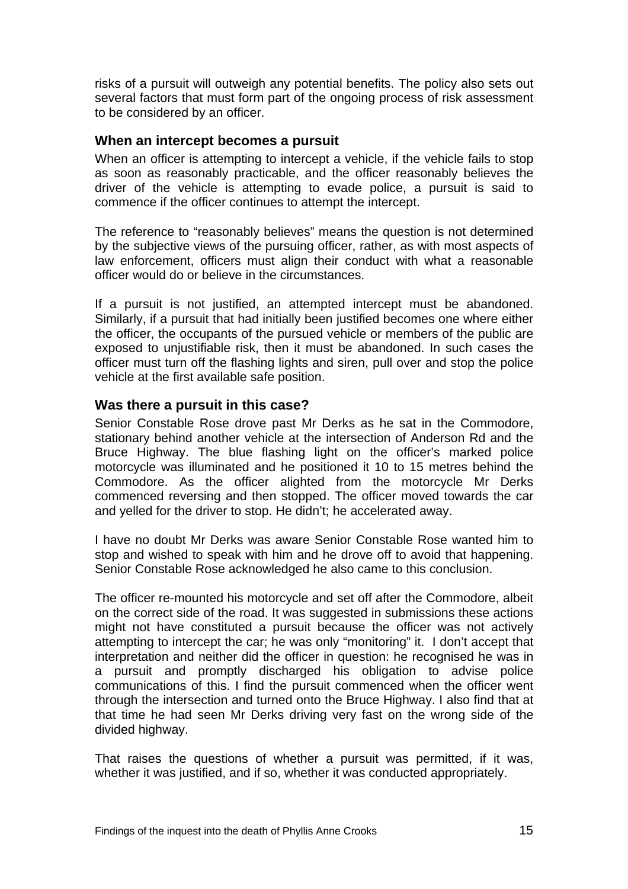risks of a pursuit will outweigh any potential benefits. The policy also sets out several factors that must form part of the ongoing process of risk assessment to be considered by an officer.

### When an intercept becomes a pursuit

When an officer is attempting to intercept a vehicle, if the vehicle fails to stop as soon as reasonably practicable, and the officer reasonably believes the driver of the vehicle is attempting to evade police, a pursuit is said to commence if the officer continues to attempt the intercept.

The reference to "reasonably believes" means the question is not determined by the subjective views of the pursuing officer, rather, as with most aspects of law enforcement, officers must align their conduct with what a reasonable officer would do or believe in the circumstances.

If a pursuit is not justified, an attempted intercept must be abandoned. Similarly, if a pursuit that had initially been justified becomes one where either the officer, the occupants of the pursued vehicle or members of the public are exposed to unjustifiable risk, then it must be abandoned. In such cases the officer must turn off the flashing lights and siren, pull over and stop the police vehicle at the first available safe position.

### Was there a pursuit in this case?

Senior Constable Rose drove past Mr Derks as he sat in the Commodore, stationary behind another vehicle at the intersection of Anderson Rd and the Bruce Highway. The blue flashing light on the officer's marked police motorcycle was illuminated and he positioned it 10 to 15 metres behind the Commodore. As the officer alighted from the motorcycle Mr Derks commenced reversing and then stopped. The officer moved towards the car and yelled for the driver to stop. He didn't; he accelerated away.

I have no doubt Mr Derks was aware Senior Constable Rose wanted him to stop and wished to speak with him and he drove off to avoid that happening. Senior Constable Rose acknowledged he also came to this conclusion.

The officer re-mounted his motorcycle and set off after the Commodore, albeit on the correct side of the road. It was suggested in submissions these actions might not have constituted a pursuit because the officer was not actively attempting to intercept the car; he was only "monitoring" it. I don't accept that interpretation and neither did the officer in question: he recognised he was in a pursuit and promptly discharged his obligation to advise police communications of this. I find the pursuit commenced when the officer went through the intersection and turned onto the Bruce Highway. I also find that at that time he had seen Mr Derks driving very fast on the wrong side of the divided highway.

That raises the questions of whether a pursuit was permitted, if it was, whether it was justified, and if so, whether it was conducted appropriately.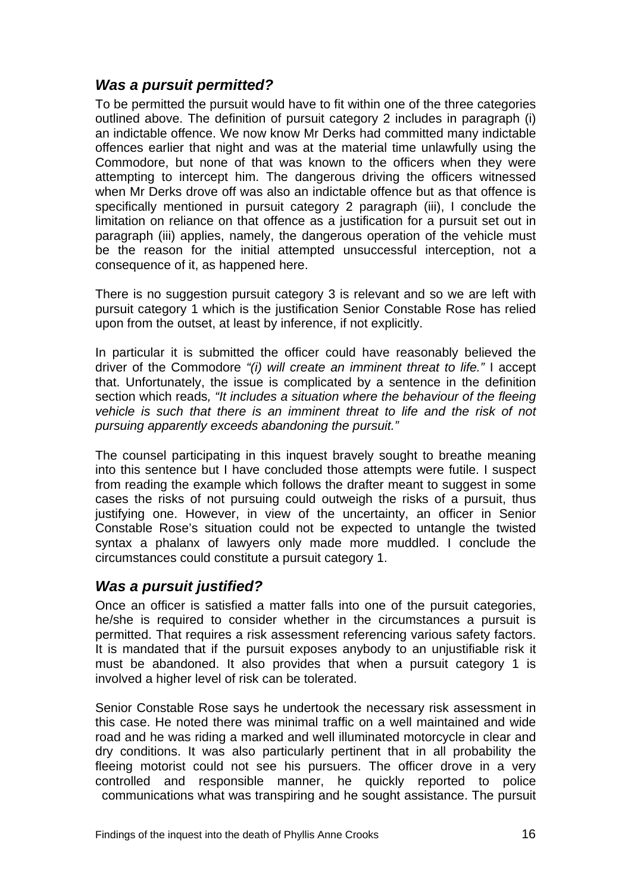## *Was a pursuit permitted?*

To be permitted the pursuit would have to fit within one of the three categories outlined above. The definition of pursuit category 2 includes in paragraph (i) an indictable offence. We now know Mr Derks had committed many indictable offences earlier that night and was at the material time unlawfully using the Commodore, but none of that was known to the officers when they were attempting to intercept him. The dangerous driving the officers witnessed when Mr Derks drove off was also an indictable offence but as that offence is specifically mentioned in pursuit category 2 paragraph (iii), I conclude the limitation on reliance on that offence as a justification for a pursuit set out in paragraph (iii) applies, namely, the dangerous operation of the vehicle must be the reason for the initial attempted unsuccessful interception, not a consequence of it, as happened here.

There is no suggestion pursuit category 3 is relevant and so we are left with pursuit category 1 which is the justification Senior Constable Rose has relied upon from the outset, at least by inference, if not explicitly.

In particular it is submitted the officer could have reasonably believed the driver of the Commodore *"(i) will create an imminent threat to life."* I accept that. Unfortunately, the issue is complicated by a sentence in the definition section which reads, *"It includes a situation where the behaviour of the fleeing vehicle is such that there is an imminent threat to life and the risk of not pursuing apparently exceeds abandoning the pursuit."*

The counsel participating in this inquest bravely sought to breathe meaning into this sentence but I have concluded those attempts were futile. I suspect from reading the example which follows the drafter meant to suggest in some cases the risks of not pursuing could outweigh the risks of a pursuit, thus justifying one. However, in view of the uncertainty, an officer in Senior Constable Rose's situation could not be expected to untangle the twisted syntax a phalanx of lawyers only made more muddled. I conclude the circumstances could constitute a pursuit category 1.

## *Was a pursuit justified?*

Once an officer is satisfied a matter falls into one of the pursuit categories, he/she is required to consider whether in the circumstances a pursuit is permitted. That requires a risk assessment referencing various safety factors. It is mandated that if the pursuit exposes anybody to an unjustifiable risk it must be abandoned. It also provides that when a pursuit category 1 is involved a higher level of risk can be tolerated.

Senior Constable Rose says he undertook the necessary risk assessment in this case. He noted there was minimal traffic on a well maintained and wide road and he was riding a marked and well illuminated motorcycle in clear and dry conditions. It was also particularly pertinent that in all probability the fleeing motorist could not see his pursuers. The officer drove in a very controlled and responsible manner, he quickly reported to police communications what was transpiring and he sought assistance. The pursuit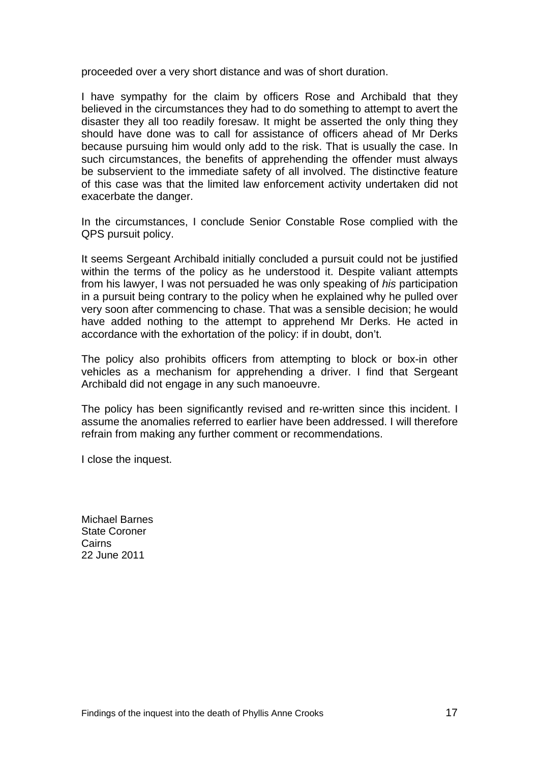proceeded over a very short distance and was of short duration.

I have sympathy for the claim by officers Rose and Archibald that they believed in the circumstances they had to do something to attempt to avert the disaster they all too readily foresaw. It might be asserted the only thing they should have done was to call for assistance of officers ahead of Mr Derks because pursuing him would only add to the risk. That is usually the case. In such circumstances, the benefits of apprehending the offender must always be subservient to the immediate safety of all involved. The distinctive feature of this case was that the limited law enforcement activity undertaken did not exacerbate the danger.

In the circumstances, I conclude Senior Constable Rose complied with the QPS pursuit policy.

It seems Sergeant Archibald initially concluded a pursuit could not be justified within the terms of the policy as he understood it. Despite valiant attempts from his lawyer, I was not persuaded he was only speaking of *his* participation in a pursuit being contrary to the policy when he explained why he pulled over very soon after commencing to chase. That was a sensible decision; he would have added nothing to the attempt to apprehend Mr Derks. He acted in accordance with the exhortation of the policy: if in doubt, don't.

The policy also prohibits officers from attempting to block or box-in other vehicles as a mechanism for apprehending a driver. I find that Sergeant Archibald did not engage in any such manoeuvre.

The policy has been significantly revised and re-written since this incident. I assume the anomalies referred to earlier have been addressed. I will therefore refrain from making any further comment or recommendations.

I close the inquest.

Michael Barnes
State Coroner
Cairns
22 June 2011